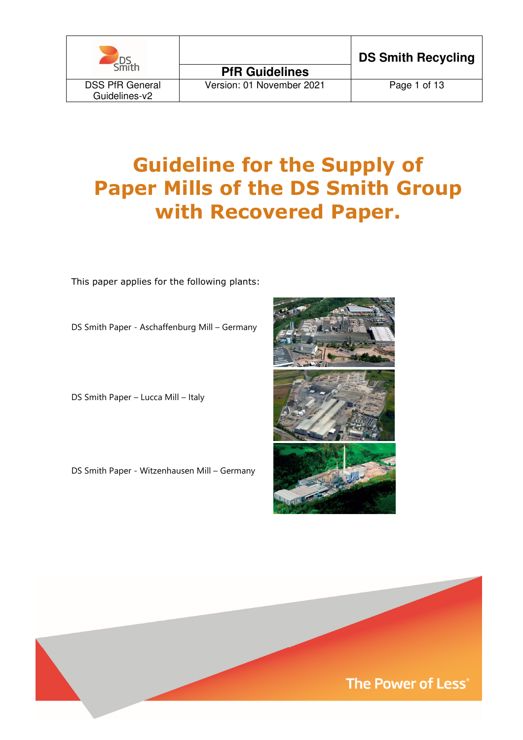# Guideline for the Supply of Paper Mills of the DS Smith Group with Recovered Paper.

This paper applies for the following plants:

DS Smith Paper - Aschaffenburg Mill – Germany

DS Smith Paper – Lucca Mill – Italy

DS Smith Paper - Witzenhausen Mill – Germany

The Power of Less®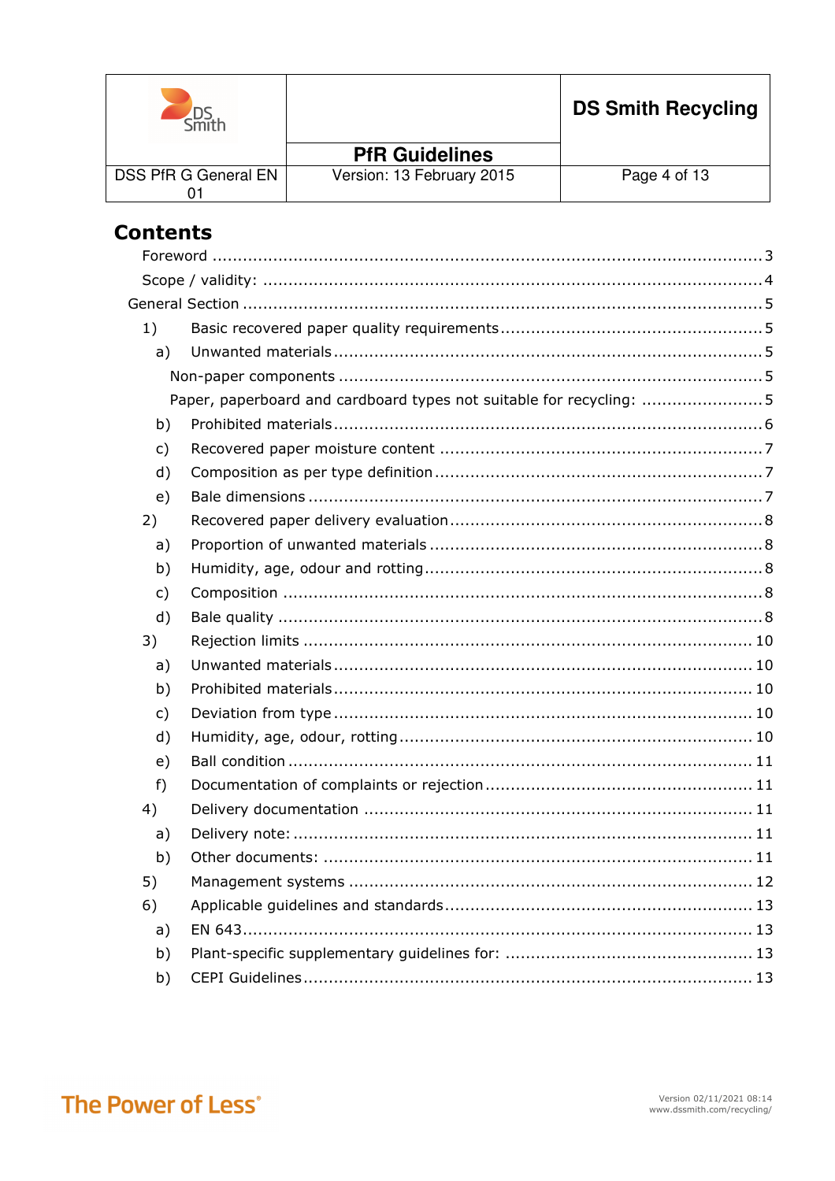# Contents

- Foreword .......... 3
- Scope / validity: .......... 4
- General Section .......... 5
  - 1) Basic recovered paper quality requirements .......... 5
    - a) Unwanted materials .......... 5
      - Non-paper components .......... 5
      - Paper, paperboard and cardboard types not suitable for recycling: .......... 5
    - b) Prohibited materials .......... 6
    - c) Recovered paper moisture content .......... 7
    - d) Composition as per type definition .......... 7
    - e) Bale dimensions .......... 7
  - 2) Recovered paper delivery evaluation .......... 8
    - a) Proportion of unwanted materials .......... 8
    - b) Humidity, age, odour and rotting .......... 8
    - c) Composition .......... 8
    - d) Bale quality .......... 8
  - 3) Rejection limits .......... 10
    - a) Unwanted materials .......... 10
    - b) Prohibited materials .......... 10
    - c) Deviation from type .......... 10
    - d) Humidity, age, odour, rotting .......... 10
    - e) Ball condition .......... 11
    - f) Documentation of complaints or rejection .......... 11
  - 4) Delivery documentation .......... 11
    - a) Delivery note: .......... 11
    - b) Other documents: .......... 11
  - 5) Management systems .......... 12
  - 6) Applicable guidelines and standards .......... 13
    - a) EN 643 .......... 13
    - b) Plant-specific supplementary guidelines for: .......... 13
    - b) CEPI Guidelines .......... 13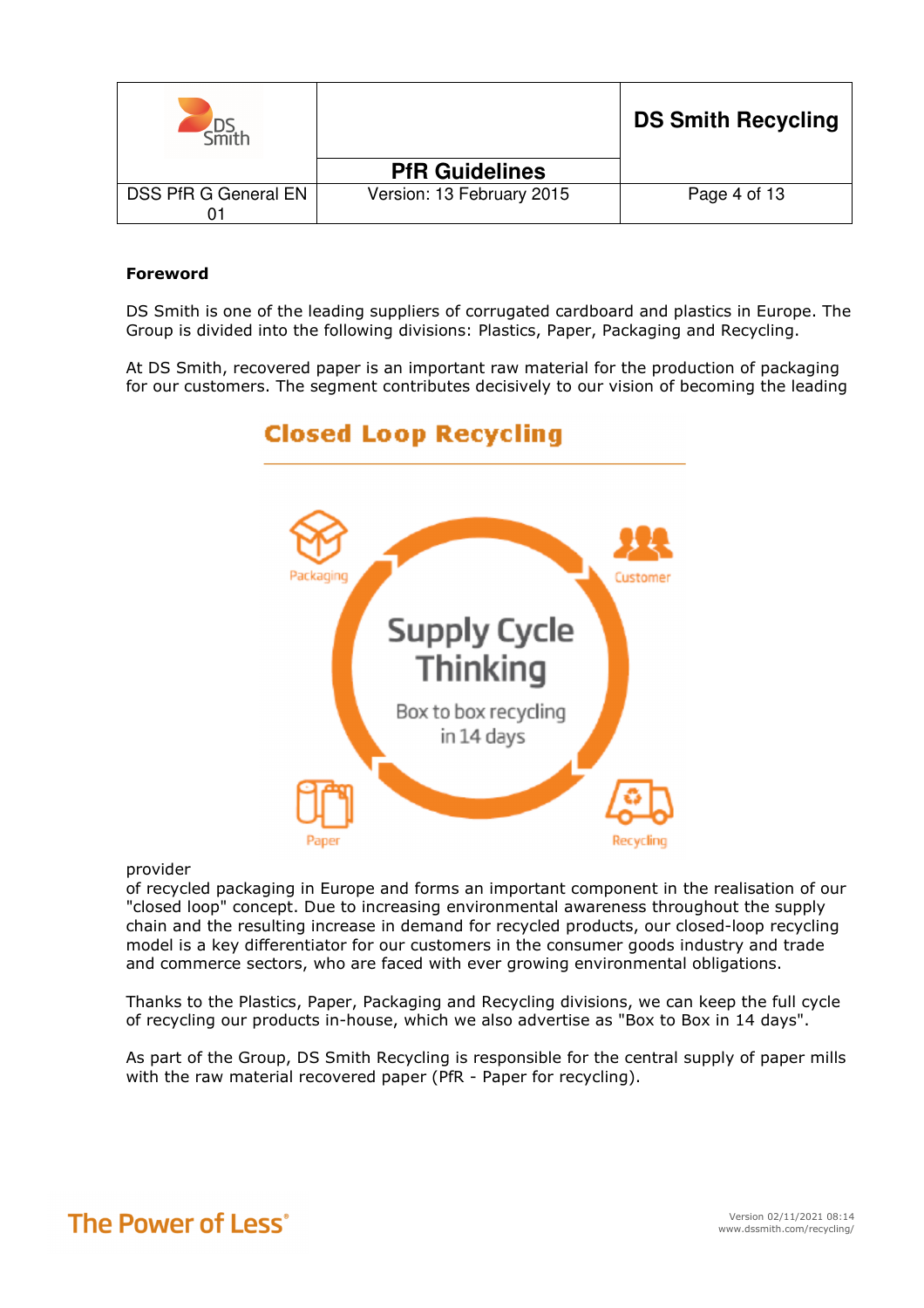**Foreword**

DS Smith is one of the leading suppliers of corrugated cardboard and plastics in Europe. The Group is divided into the following divisions: Plastics, Paper, Packaging and Recycling.

At DS Smith, recovered paper is an important raw material for the production of packaging for our customers. The segment contributes decisively to our vision of becoming the leading provider of recycled packaging in Europe and forms an important component in the realisation of our "closed loop" concept. Due to increasing environmental awareness throughout the supply chain and the resulting increase in demand for recycled products, our closed-loop recycling model is a key differentiator for our customers in the consumer goods industry and trade and commerce sectors, who are faced with ever growing environmental obligations.

Thanks to the Plastics, Paper, Packaging and Recycling divisions, we can keep the full cycle of recycling our products in-house, which we also advertise as "Box to Box in 14 days".

As part of the Group, DS Smith Recycling is responsible for the central supply of paper mills with the raw material recovered paper (PfR - Paper for recycling).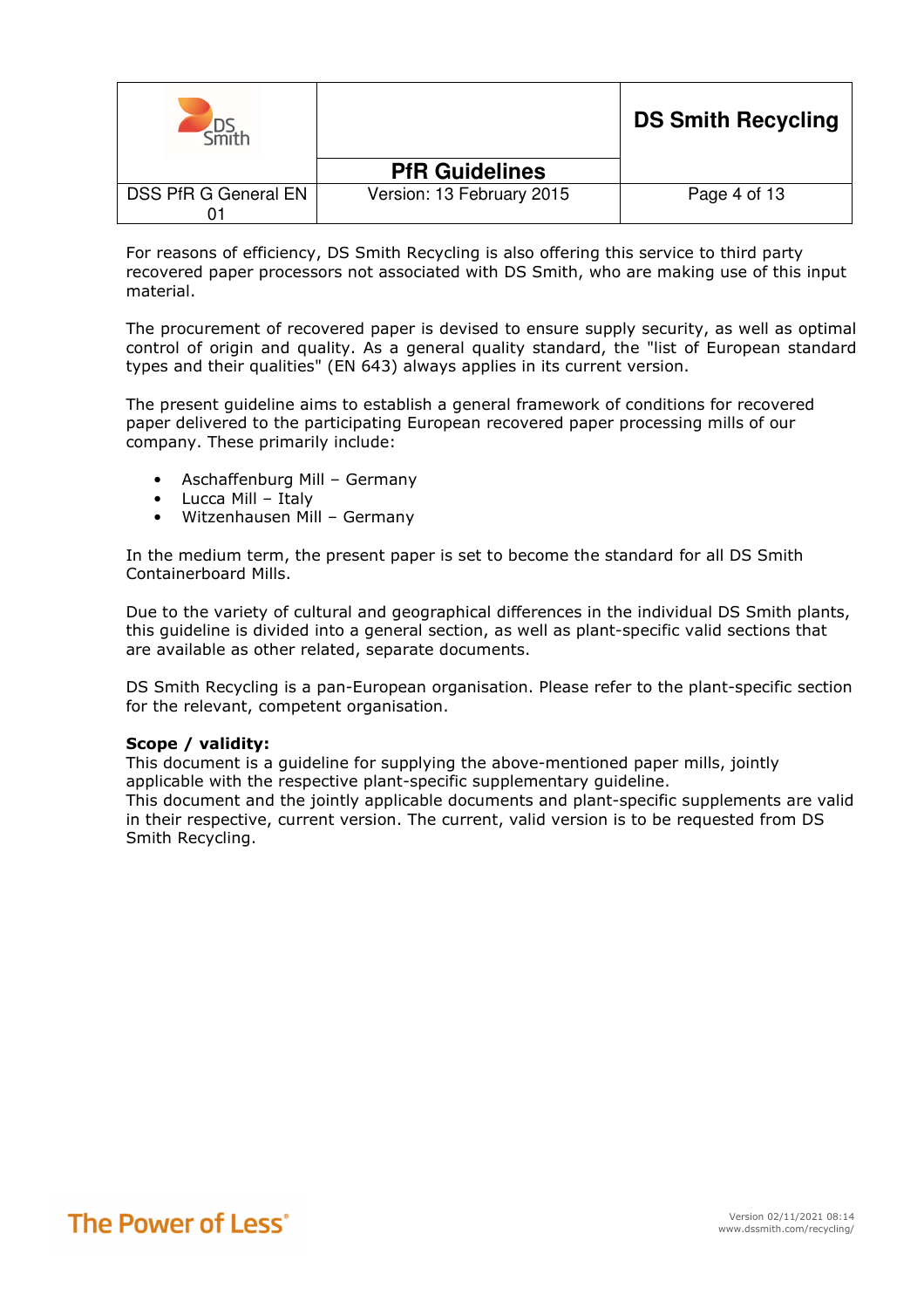For reasons of efficiency, DS Smith Recycling is also offering this service to third party recovered paper processors not associated with DS Smith, who are making use of this input material.

The procurement of recovered paper is devised to ensure supply security, as well as optimal control of origin and quality. As a general quality standard, the "list of European standard types and their qualities" (EN 643) always applies in its current version.

The present guideline aims to establish a general framework of conditions for recovered paper delivered to the participating European recovered paper processing mills of our company. These primarily include:

- Aschaffenburg Mill – Germany
- Lucca Mill – Italy
- Witzenhausen Mill – Germany

In the medium term, the present paper is set to become the standard for all DS Smith Containerboard Mills.

Due to the variety of cultural and geographical differences in the individual DS Smith plants, this guideline is divided into a general section, as well as plant-specific valid sections that are available as other related, separate documents.

DS Smith Recycling is a pan-European organisation. Please refer to the plant-specific section for the relevant, competent organisation.

**Scope / validity:**
This document is a guideline for supplying the above-mentioned paper mills, jointly applicable with the respective plant-specific supplementary guideline.
This document and the jointly applicable documents and plant-specific supplements are valid in their respective, current version. The current, valid version is to be requested from DS Smith Recycling.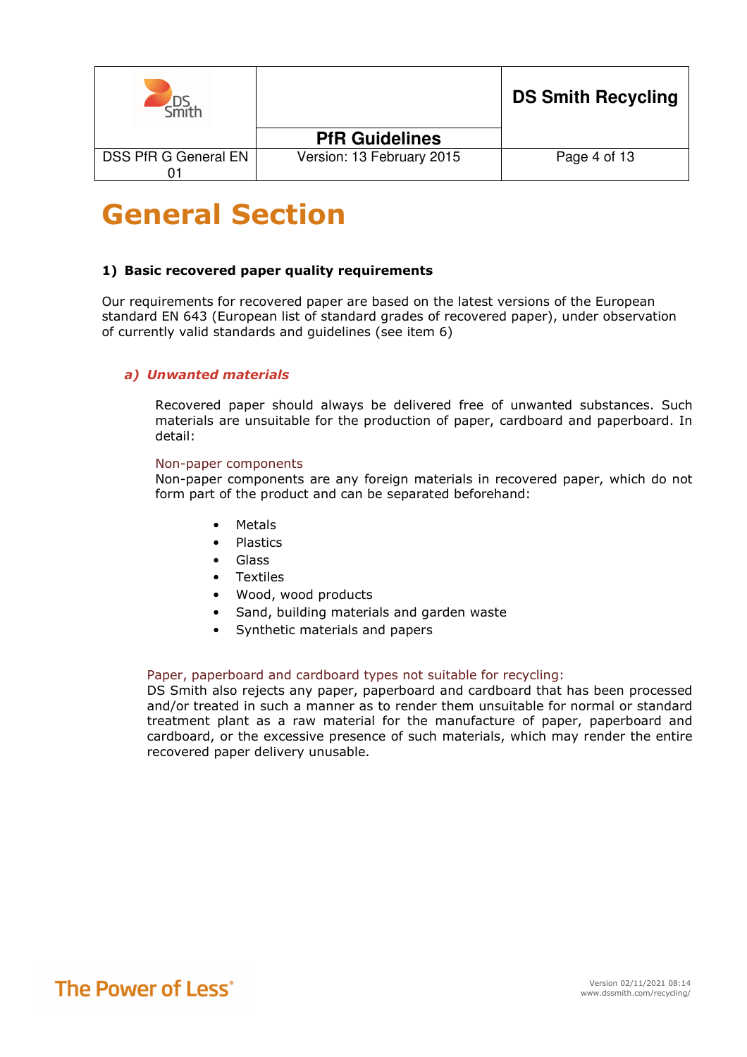# General Section

### 1) Basic recovered paper quality requirements

Our requirements for recovered paper are based on the latest versions of the European standard EN 643 (European list of standard grades of recovered paper), under observation of currently valid standards and guidelines (see item 6)

#### *a) Unwanted materials*

Recovered paper should always be delivered free of unwanted substances. Such materials are unsuitable for the production of paper, cardboard and paperboard. In detail:

Non-paper components
Non-paper components are any foreign materials in recovered paper, which do not form part of the product and can be separated beforehand:

- Metals
- Plastics
- Glass
- Textiles
- Wood, wood products
- Sand, building materials and garden waste
- Synthetic materials and papers

Paper, paperboard and cardboard types not suitable for recycling:
DS Smith also rejects any paper, paperboard and cardboard that has been processed and/or treated in such a manner as to render them unsuitable for normal or standard treatment plant as a raw material for the manufacture of paper, paperboard and cardboard, or the excessive presence of such materials, which may render the entire recovered paper delivery unusable.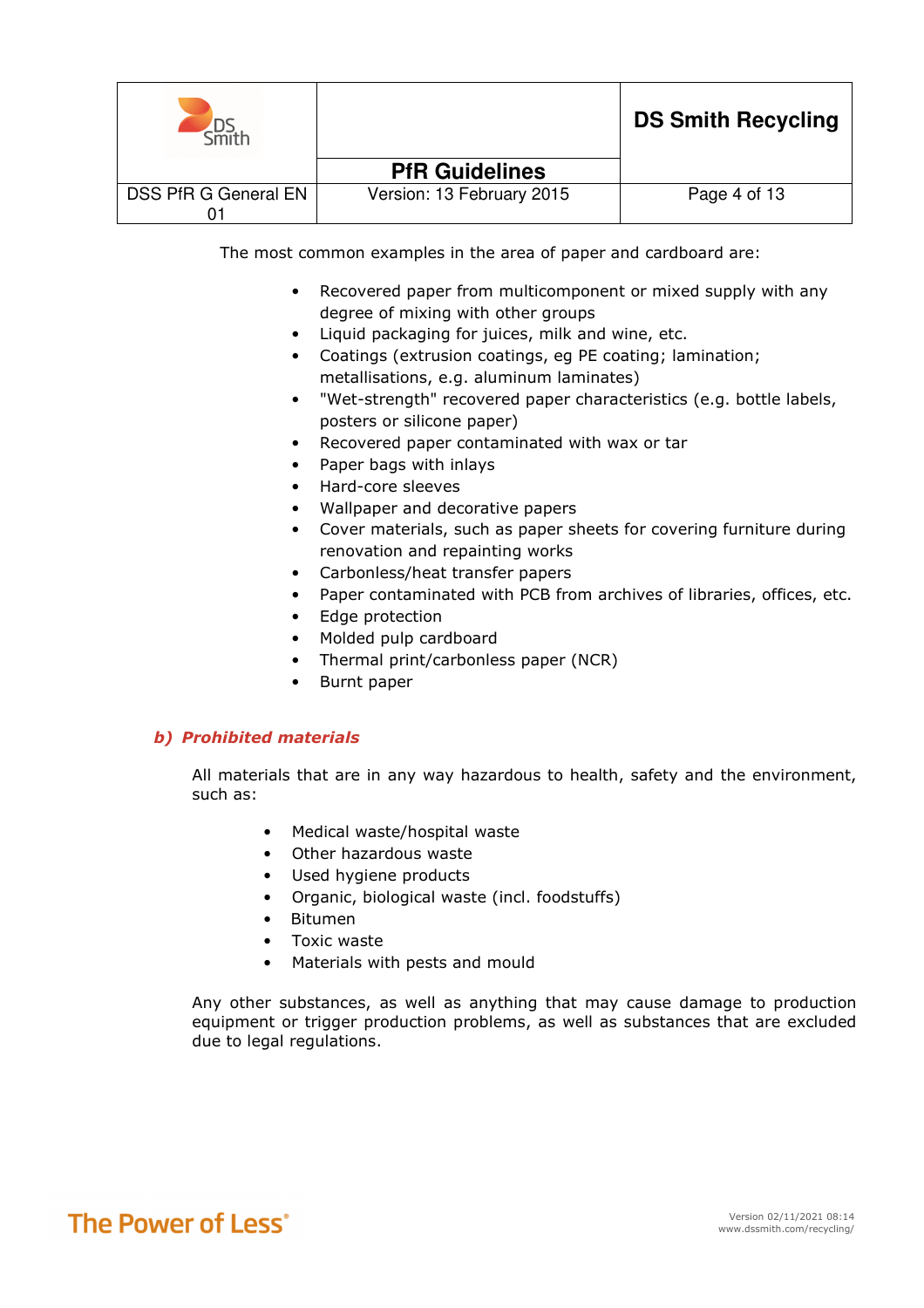The most common examples in the area of paper and cardboard are:

- Recovered paper from multicomponent or mixed supply with any degree of mixing with other groups
- Liquid packaging for juices, milk and wine, etc.
- Coatings (extrusion coatings, eg PE coating; lamination; metallisations, e.g. aluminum laminates)
- "Wet-strength" recovered paper characteristics (e.g. bottle labels, posters or silicone paper)
- Recovered paper contaminated with wax or tar
- Paper bags with inlays
- Hard-core sleeves
- Wallpaper and decorative papers
- Cover materials, such as paper sheets for covering furniture during renovation and repainting works
- Carbonless/heat transfer papers
- Paper contaminated with PCB from archives of libraries, offices, etc.
- Edge protection
- Molded pulp cardboard
- Thermal print/carbonless paper (NCR)
- Burnt paper

### *b) Prohibited materials*

All materials that are in any way hazardous to health, safety and the environment, such as:

- Medical waste/hospital waste
- Other hazardous waste
- Used hygiene products
- Organic, biological waste (incl. foodstuffs)
- Bitumen
- Toxic waste
- Materials with pests and mould

Any other substances, as well as anything that may cause damage to production equipment or trigger production problems, as well as substances that are excluded due to legal regulations.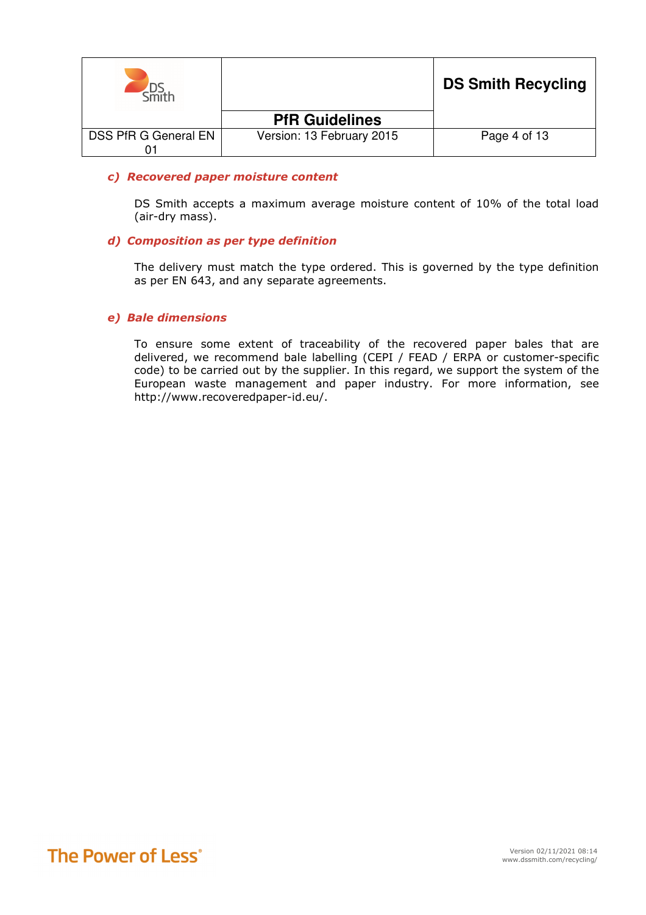### c) Recovered paper moisture content

DS Smith accepts a maximum average moisture content of 10% of the total load (air-dry mass).

### d) Composition as per type definition

The delivery must match the type ordered. This is governed by the type definition as per EN 643, and any separate agreements.

### e) Bale dimensions

To ensure some extent of traceability of the recovered paper bales that are delivered, we recommend bale labelling (CEPI / FEAD / ERPA or customer-specific code) to be carried out by the supplier. In this regard, we support the system of the European waste management and paper industry. For more information, see http://www.recoveredpaper-id.eu/.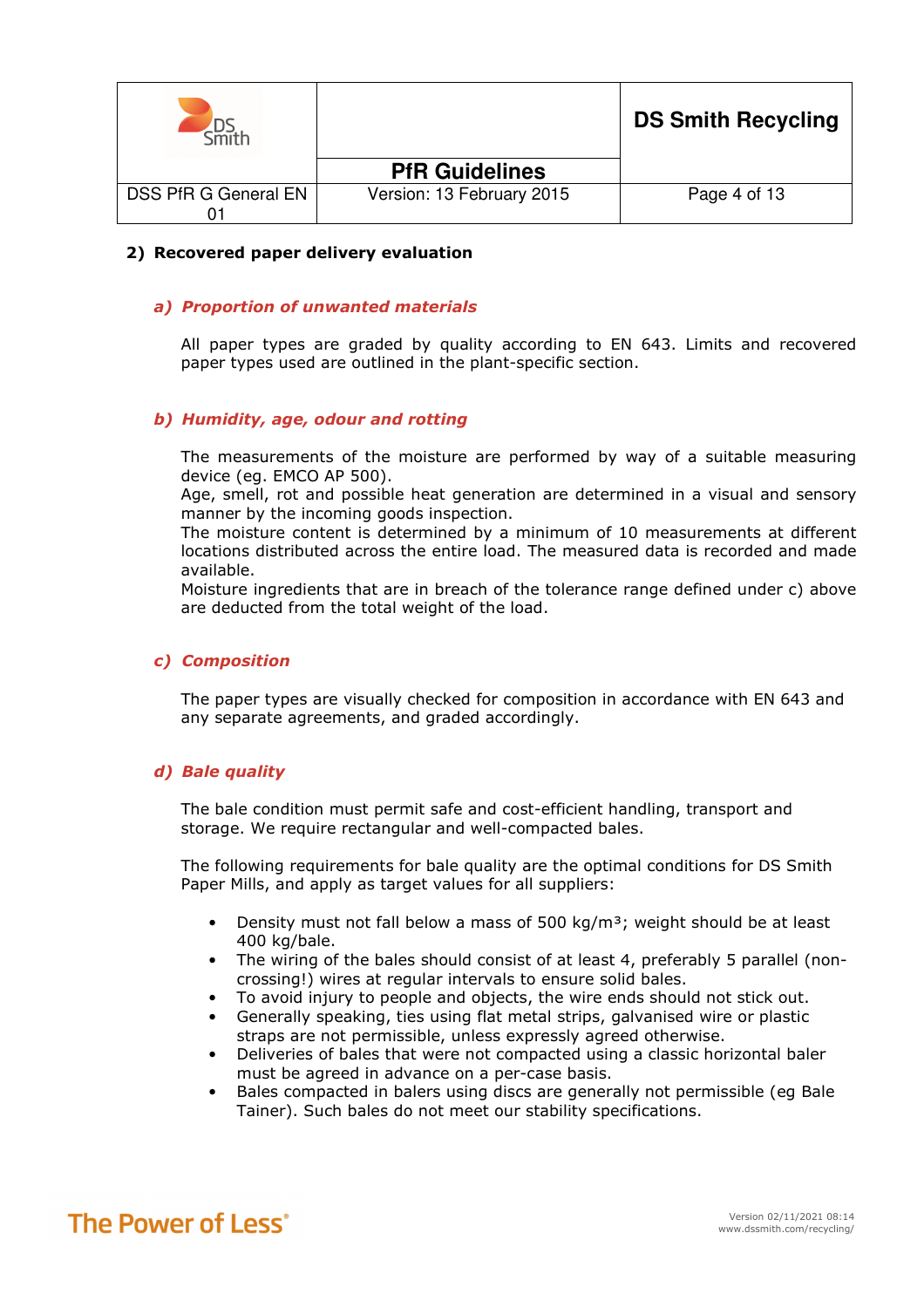## 2) Recovered paper delivery evaluation

### a) *Proportion of unwanted materials*

All paper types are graded by quality according to EN 643. Limits and recovered paper types used are outlined in the plant-specific section.

### b) *Humidity, age, odour and rotting*

The measurements of the moisture are performed by way of a suitable measuring device (eg. EMCO AP 500).
Age, smell, rot and possible heat generation are determined in a visual and sensory manner by the incoming goods inspection.
The moisture content is determined by a minimum of 10 measurements at different locations distributed across the entire load. The measured data is recorded and made available.
Moisture ingredients that are in breach of the tolerance range defined under c) above are deducted from the total weight of the load.

### c) *Composition*

The paper types are visually checked for composition in accordance with EN 643 and any separate agreements, and graded accordingly.

### d) *Bale quality*

The bale condition must permit safe and cost-efficient handling, transport and storage. We require rectangular and well-compacted bales.

The following requirements for bale quality are the optimal conditions for DS Smith Paper Mills, and apply as target values for all suppliers:

- Density must not fall below a mass of 500 kg/m³; weight should be at least 400 kg/bale.
- The wiring of the bales should consist of at least 4, preferably 5 parallel (non-crossing!) wires at regular intervals to ensure solid bales.
- To avoid injury to people and objects, the wire ends should not stick out.
- Generally speaking, ties using flat metal strips, galvanised wire or plastic straps are not permissible, unless expressly agreed otherwise.
- Deliveries of bales that were not compacted using a classic horizontal baler must be agreed in advance on a per-case basis.
- Bales compacted in balers using discs are generally not permissible (eg Bale Tainer). Such bales do not meet our stability specifications.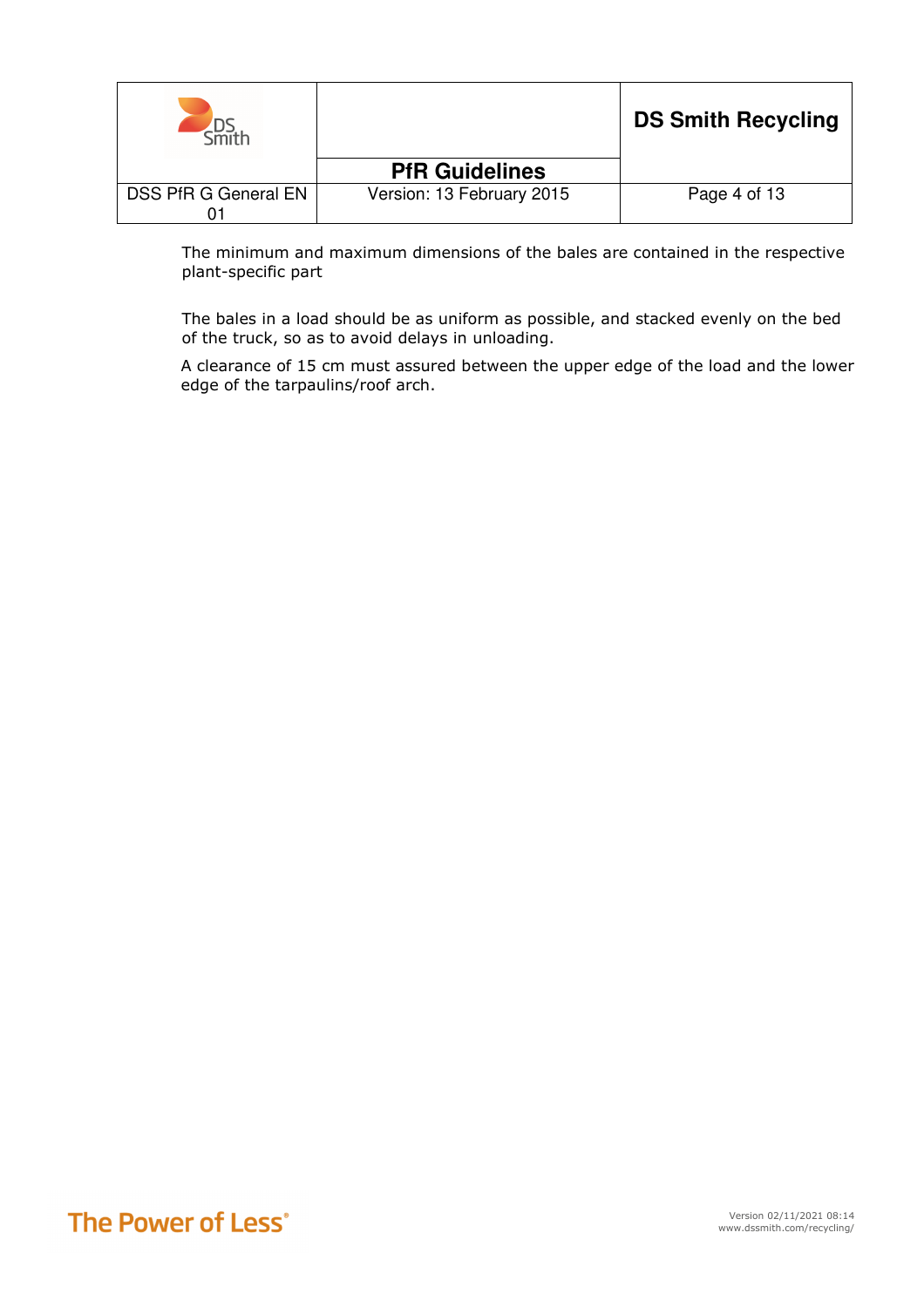The minimum and maximum dimensions of the bales are contained in the respective plant-specific part

The bales in a load should be as uniform as possible, and stacked evenly on the bed of the truck, so as to avoid delays in unloading.

A clearance of 15 cm must assured between the upper edge of the load and the lower edge of the tarpaulins/roof arch.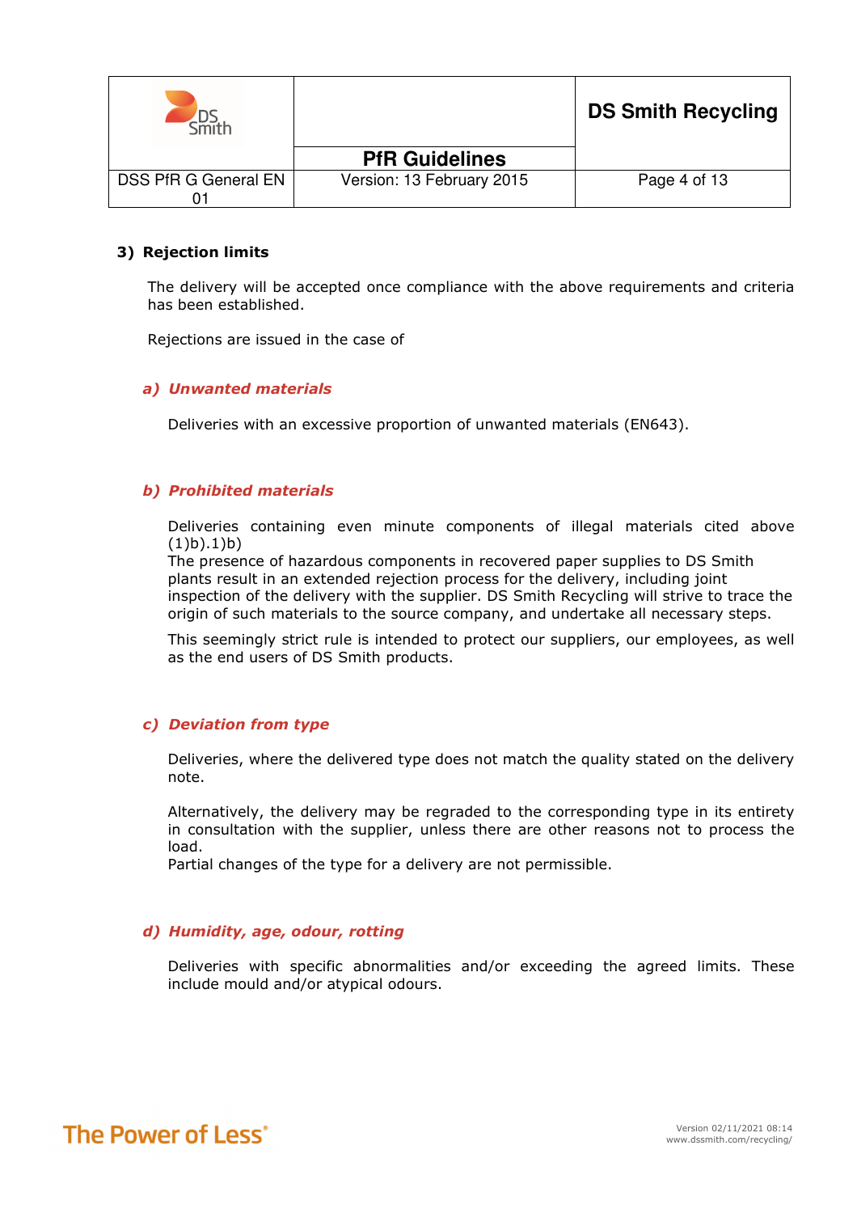### 3) Rejection limits

The delivery will be accepted once compliance with the above requirements and criteria has been established.

Rejections are issued in the case of

#### *a) Unwanted materials*

Deliveries with an excessive proportion of unwanted materials (EN643).

#### *b) Prohibited materials*

Deliveries containing even minute components of illegal materials cited above (1)b).1)b)
The presence of hazardous components in recovered paper supplies to DS Smith plants result in an extended rejection process for the delivery, including joint inspection of the delivery with the supplier. DS Smith Recycling will strive to trace the origin of such materials to the source company, and undertake all necessary steps.

This seemingly strict rule is intended to protect our suppliers, our employees, as well as the end users of DS Smith products.

#### *c) Deviation from type*

Deliveries, where the delivered type does not match the quality stated on the delivery note.

Alternatively, the delivery may be regraded to the corresponding type in its entirety in consultation with the supplier, unless there are other reasons not to process the load.
Partial changes of the type for a delivery are not permissible.

#### *d) Humidity, age, odour, rotting*

Deliveries with specific abnormalities and/or exceeding the agreed limits. These include mould and/or atypical odours.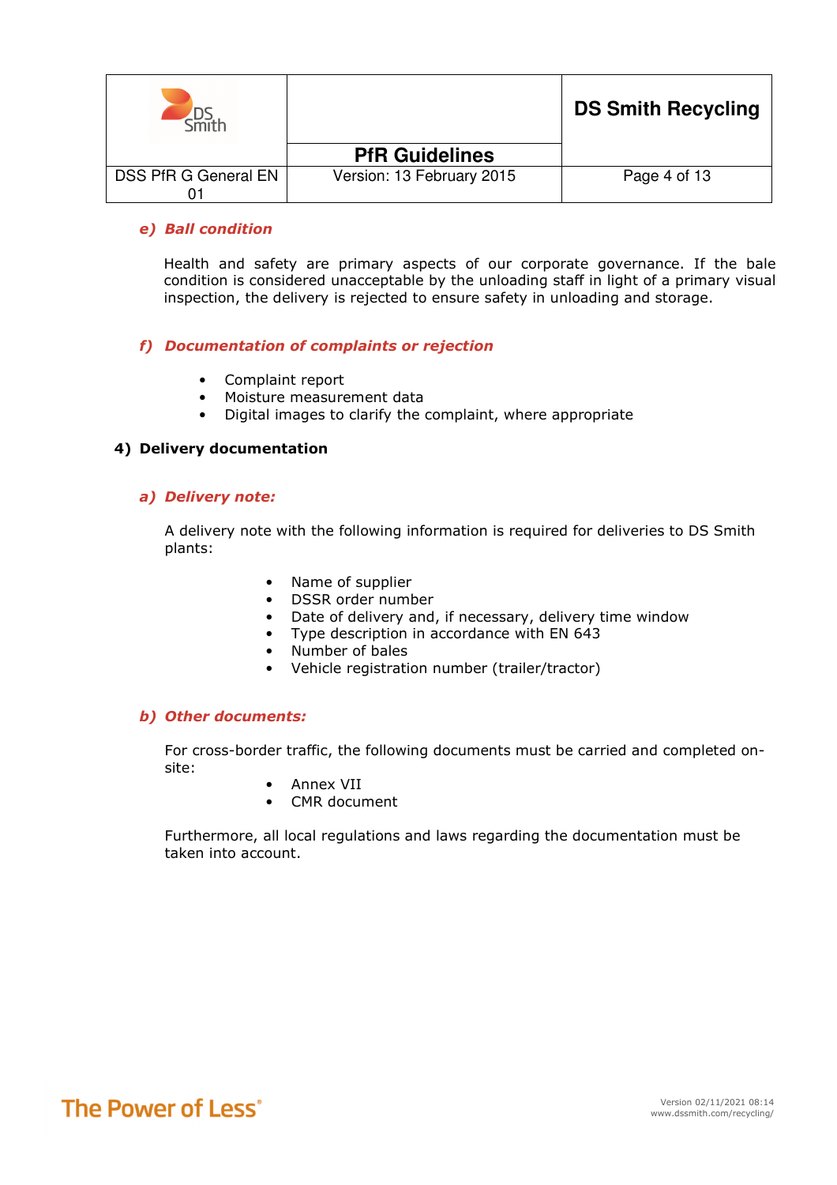#### e) *Ball condition*

Health and safety are primary aspects of our corporate governance. If the bale condition is considered unacceptable by the unloading staff in light of a primary visual inspection, the delivery is rejected to ensure safety in unloading and storage.

#### f) *Documentation of complaints or rejection*

- Complaint report
- Moisture measurement data
- Digital images to clarify the complaint, where appropriate

### 4) Delivery documentation

#### a) *Delivery note:*

A delivery note with the following information is required for deliveries to DS Smith plants:

- Name of supplier
- DSSR order number
- Date of delivery and, if necessary, delivery time window
- Type description in accordance with EN 643
- Number of bales
- Vehicle registration number (trailer/tractor)

#### b) *Other documents:*

For cross-border traffic, the following documents must be carried and completed on-site:

- Annex VII
- CMR document

Furthermore, all local regulations and laws regarding the documentation must be taken into account.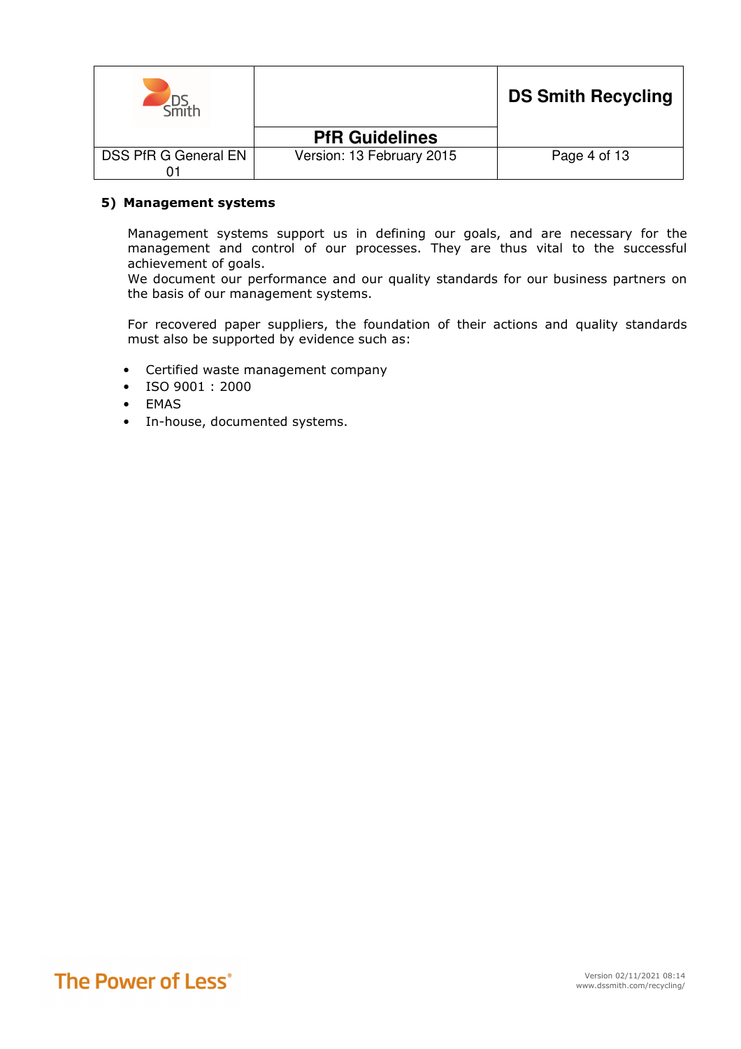## 5) Management systems

Management systems support us in defining our goals, and are necessary for the management and control of our processes. They are thus vital to the successful achievement of goals.
We document our performance and our quality standards for our business partners on the basis of our management systems.

For recovered paper suppliers, the foundation of their actions and quality standards must also be supported by evidence such as:

- Certified waste management company
- ISO 9001 : 2000
- EMAS
- In-house, documented systems.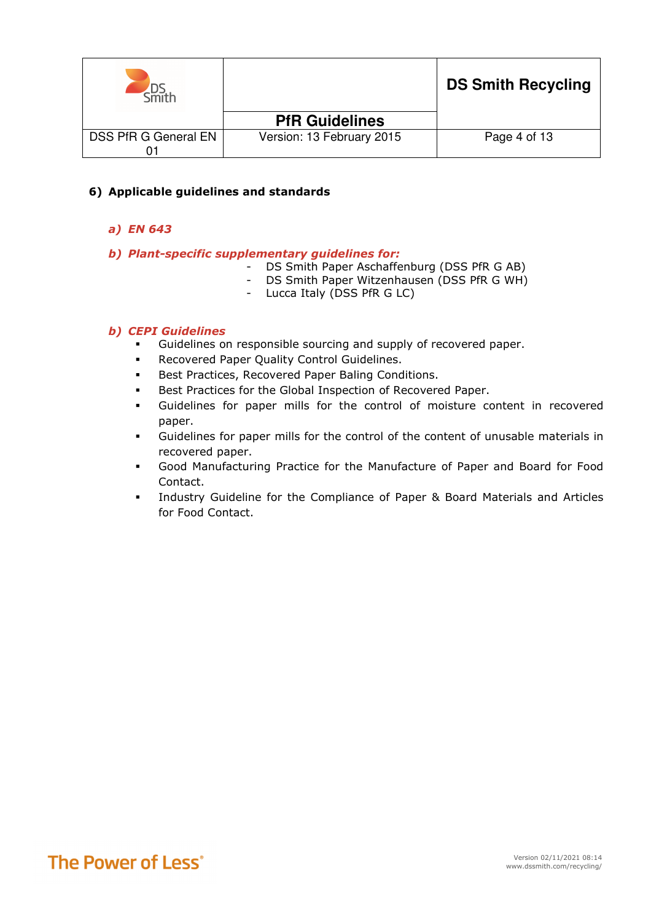## 6) Applicable guidelines and standards

### *a) EN 643*

### *b) Plant-specific supplementary guidelines for:*

- DS Smith Paper Aschaffenburg (DSS PfR G AB)
- DS Smith Paper Witzenhausen (DSS PfR G WH)
- Lucca Italy (DSS PfR G LC)

### *b) CEPI Guidelines*

- Guidelines on responsible sourcing and supply of recovered paper.
- Recovered Paper Quality Control Guidelines.
- Best Practices, Recovered Paper Baling Conditions.
- Best Practices for the Global Inspection of Recovered Paper.
- Guidelines for paper mills for the control of moisture content in recovered paper.
- Guidelines for paper mills for the control of the content of unusable materials in recovered paper.
- Good Manufacturing Practice for the Manufacture of Paper and Board for Food Contact.
- Industry Guideline for the Compliance of Paper & Board Materials and Articles for Food Contact.